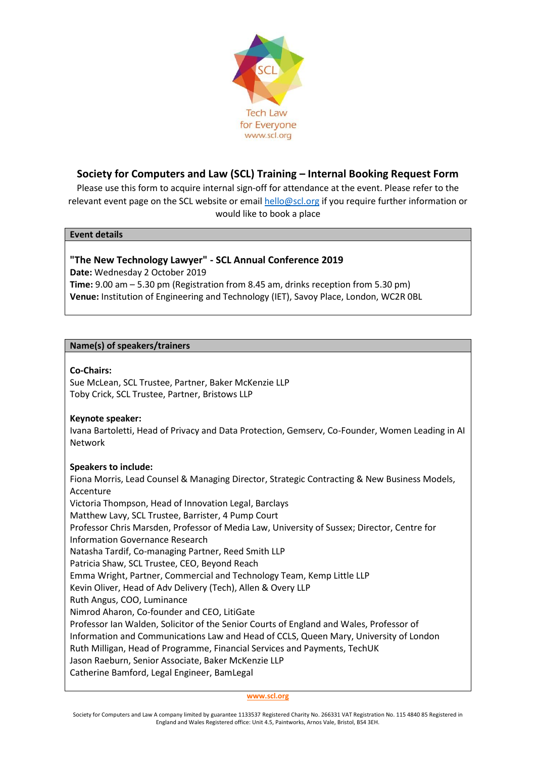SCL

Tech Law
for Everyone
www.scl.org

# Society for Computers and Law (SCL) Training – Internal Booking Request Form

Please use this form to acquire internal sign-off for attendance at the event. Please refer to the relevant event page on the SCL website or email [hello@scl.org](mailto:hello@scl.org) if you require further information or would like to book a place

## Event details

### "The New Technology Lawyer" - SCL Annual Conference 2019

**Date:** Wednesday 2 October 2019
**Time:** 9.00 am – 5.30 pm (Registration from 8.45 am, drinks reception from 5.30 pm)
**Venue:** Institution of Engineering and Technology (IET), Savoy Place, London, WC2R 0BL

## Name(s) of speakers/trainers

**Co-Chairs:**
Sue McLean, SCL Trustee, Partner, Baker McKenzie LLP
Toby Crick, SCL Trustee, Partner, Bristows LLP

**Keynote speaker:**
Ivana Bartoletti, Head of Privacy and Data Protection, Gemserv, Co-Founder, Women Leading in AI Network

**Speakers to include:**
Fiona Morris, Lead Counsel & Managing Director, Strategic Contracting & New Business Models, Accenture
Victoria Thompson, Head of Innovation Legal, Barclays
Matthew Lavy, SCL Trustee, Barrister, 4 Pump Court
Professor Chris Marsden, Professor of Media Law, University of Sussex; Director, Centre for Information Governance Research
Natasha Tardif, Co-managing Partner, Reed Smith LLP
Patricia Shaw, SCL Trustee, CEO, Beyond Reach
Emma Wright, Partner, Commercial and Technology Team, Kemp Little LLP
Kevin Oliver, Head of Adv Delivery (Tech), Allen & Overy LLP
Ruth Angus, COO, Luminance
Nimrod Aharon, Co-founder and CEO, LitiGate
Professor Ian Walden, Solicitor of the Senior Courts of England and Wales, Professor of Information and Communications Law and Head of CCLS, Queen Mary, University of London
Ruth Milligan, Head of Programme, Financial Services and Payments, TechUK
Jason Raeburn, Senior Associate, Baker McKenzie LLP
Catherine Bamford, Legal Engineer, BamLegal

www.scl.org

Society for Computers and Law A company limited by guarantee 1133537 Registered Charity No. 266331 VAT Registration No. 115 4840 85 Registered in England and Wales Registered office: Unit 4.5, Paintworks, Arnos Vale, Bristol, BS4 3EH.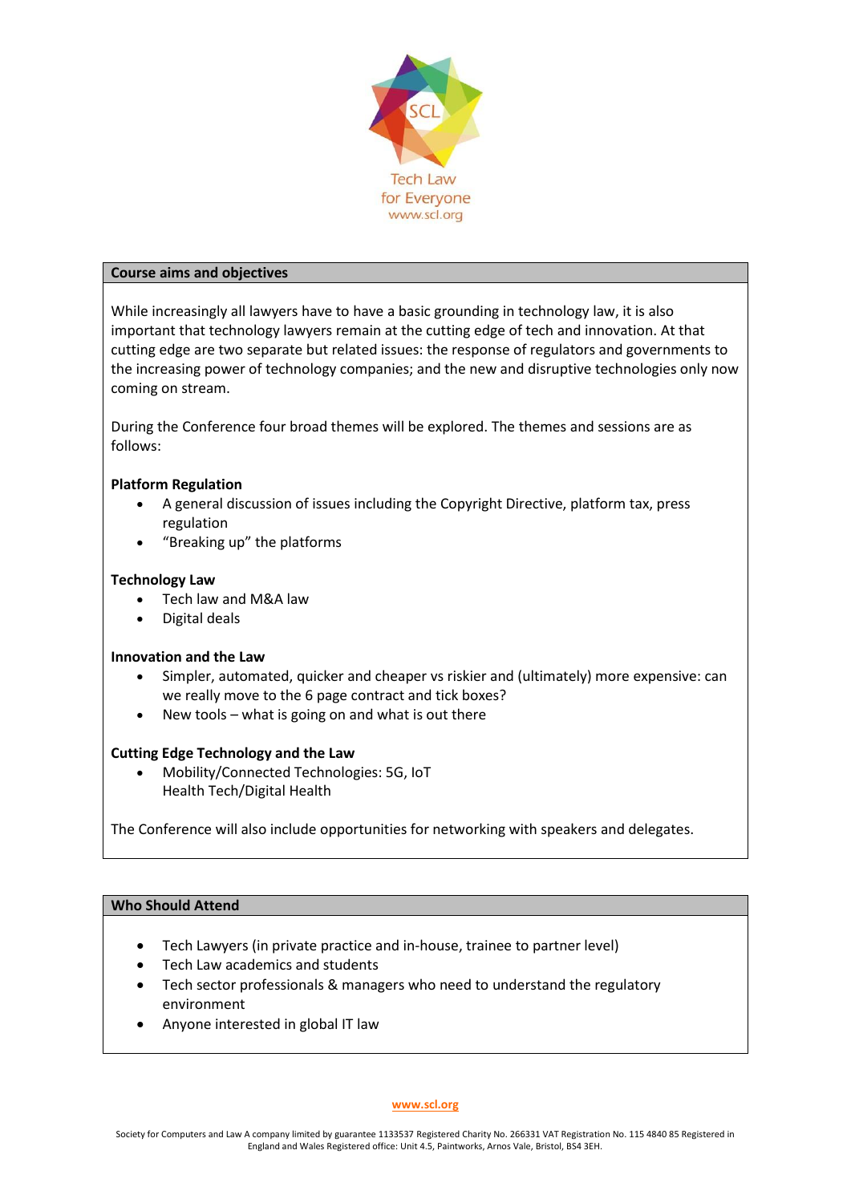SCL

Tech Law for Everyone
www.scl.org

## Course aims and objectives

While increasingly all lawyers have to have a basic grounding in technology law, it is also important that technology lawyers remain at the cutting edge of tech and innovation. At that cutting edge are two separate but related issues: the response of regulators and governments to the increasing power of technology companies; and the new and disruptive technologies only now coming on stream.

During the Conference four broad themes will be explored. The themes and sessions are as follows:

**Platform Regulation**

- A general discussion of issues including the Copyright Directive, platform tax, press regulation
- "Breaking up" the platforms

**Technology Law**

- Tech law and M&A law
- Digital deals

**Innovation and the Law**

- Simpler, automated, quicker and cheaper vs riskier and (ultimately) more expensive: can we really move to the 6 page contract and tick boxes?
- New tools – what is going on and what is out there

**Cutting Edge Technology and the Law**

- Mobility/Connected Technologies: 5G, IoT
  Health Tech/Digital Health

The Conference will also include opportunities for networking with speakers and delegates.

## Who Should Attend

- Tech Lawyers (in private practice and in-house, trainee to partner level)
- Tech Law academics and students
- Tech sector professionals & managers who need to understand the regulatory environment
- Anyone interested in global IT law

www.scl.org

Society for Computers and Law A company limited by guarantee 1133537 Registered Charity No. 266331 VAT Registration No. 115 4840 85 Registered in England and Wales Registered office: Unit 4.5, Paintworks, Arnos Vale, Bristol, BS4 3EH.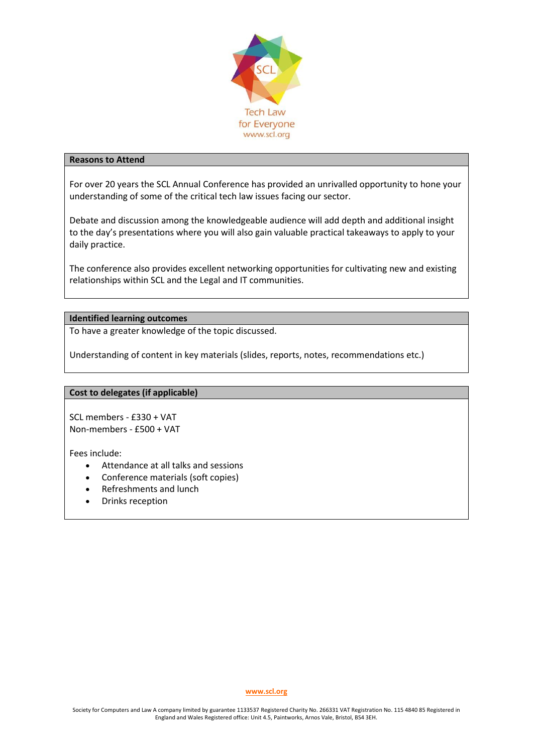SCL

Tech Law for Everyone

www.scl.org

## Reasons to Attend

For over 20 years the SCL Annual Conference has provided an unrivalled opportunity to hone your understanding of some of the critical tech law issues facing our sector.

Debate and discussion among the knowledgeable audience will add depth and additional insight to the day's presentations where you will also gain valuable practical takeaways to apply to your daily practice.

The conference also provides excellent networking opportunities for cultivating new and existing relationships within SCL and the Legal and IT communities.

## Identified learning outcomes

To have a greater knowledge of the topic discussed.

Understanding of content in key materials (slides, reports, notes, recommendations etc.)

## Cost to delegates (if applicable)

SCL members - £330 + VAT
Non-members - £500 + VAT

Fees include:

- Attendance at all talks and sessions
- Conference materials (soft copies)
- Refreshments and lunch
- Drinks reception

www.scl.org

Society for Computers and Law A company limited by guarantee 1133537 Registered Charity No. 266331 VAT Registration No. 115 4840 85 Registered in England and Wales Registered office: Unit 4.5, Paintworks, Arnos Vale, Bristol, BS4 3EH.